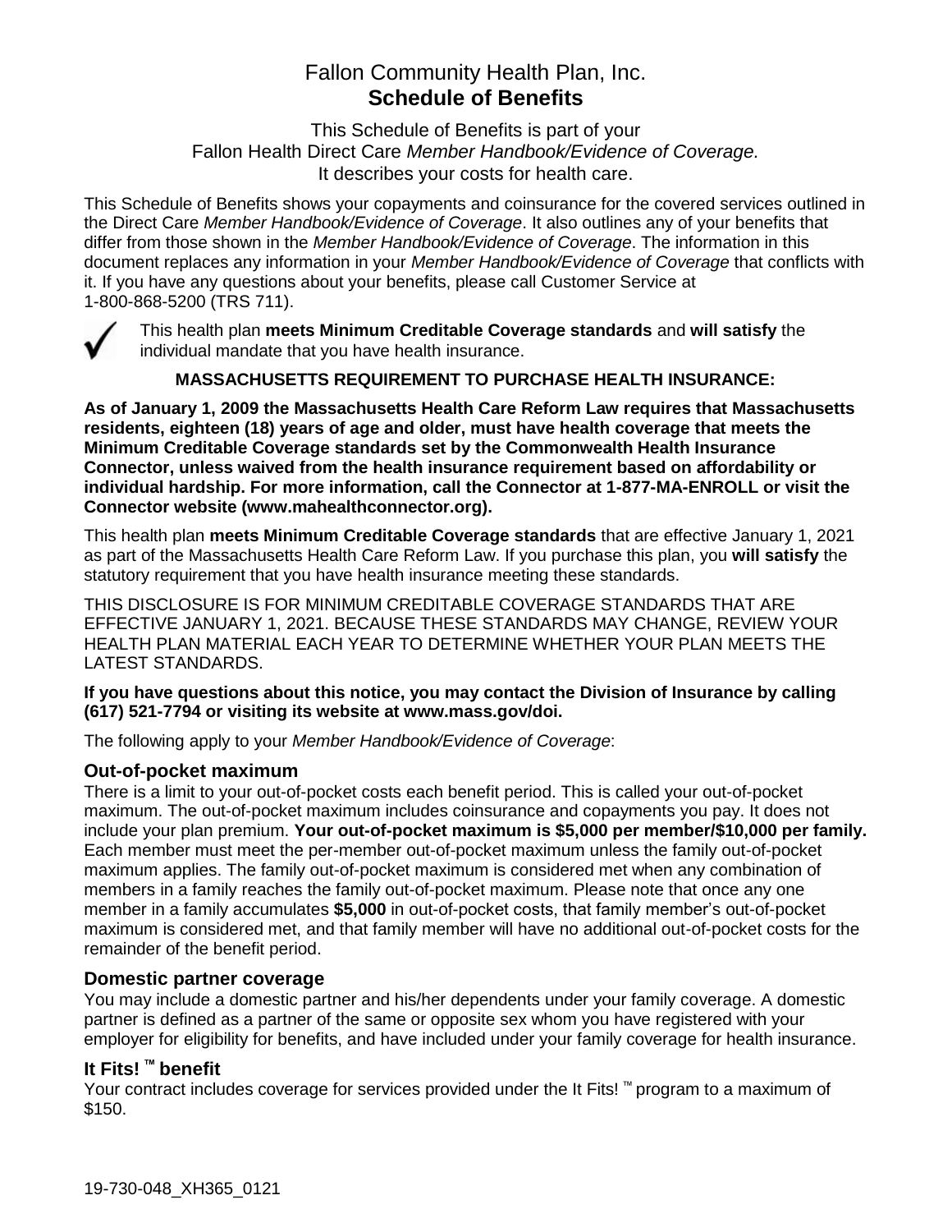# Fallon Community Health Plan, Inc.
# **Schedule of Benefits**

This Schedule of Benefits is part of your
Fallon Health Direct Care *Member Handbook/Evidence of Coverage.*
It describes your costs for health care.

This Schedule of Benefits shows your copayments and coinsurance for the covered services outlined in the Direct Care *Member Handbook/Evidence of Coverage*. It also outlines any of your benefits that differ from those shown in the *Member Handbook/Evidence of Coverage*. The information in this document replaces any information in your *Member Handbook/Evidence of Coverage* that conflicts with it. If you have any questions about your benefits, please call Customer Service at 1-800-868-5200 (TRS 711).

✓ This health plan **meets Minimum Creditable Coverage standards** and **will satisfy** the individual mandate that you have health insurance.

**MASSACHUSETTS REQUIREMENT TO PURCHASE HEALTH INSURANCE:**

**As of January 1, 2009 the Massachusetts Health Care Reform Law requires that Massachusetts residents, eighteen (18) years of age and older, must have health coverage that meets the Minimum Creditable Coverage standards set by the Commonwealth Health Insurance Connector, unless waived from the health insurance requirement based on affordability or individual hardship. For more information, call the Connector at 1-877-MA-ENROLL or visit the Connector website (www.mahealthconnector.org).**

This health plan **meets Minimum Creditable Coverage standards** that are effective January 1, 2021 as part of the Massachusetts Health Care Reform Law. If you purchase this plan, you **will satisfy** the statutory requirement that you have health insurance meeting these standards.

THIS DISCLOSURE IS FOR MINIMUM CREDITABLE COVERAGE STANDARDS THAT ARE EFFECTIVE JANUARY 1, 2021. BECAUSE THESE STANDARDS MAY CHANGE, REVIEW YOUR HEALTH PLAN MATERIAL EACH YEAR TO DETERMINE WHETHER YOUR PLAN MEETS THE LATEST STANDARDS.

**If you have questions about this notice, you may contact the Division of Insurance by calling (617) 521-7794 or visiting its website at www.mass.gov/doi.**

The following apply to your *Member Handbook/Evidence of Coverage*:

### Out-of-pocket maximum

There is a limit to your out-of-pocket costs each benefit period. This is called your out-of-pocket maximum. The out-of-pocket maximum includes coinsurance and copayments you pay. It does not include your plan premium. **Your out-of-pocket maximum is $5,000 per member/$10,000 per family.** Each member must meet the per-member out-of-pocket maximum unless the family out-of-pocket maximum applies. The family out-of-pocket maximum is considered met when any combination of members in a family reaches the family out-of-pocket maximum. Please note that once any one member in a family accumulates **$5,000** in out-of-pocket costs, that family member's out-of-pocket maximum is considered met, and that family member will have no additional out-of-pocket costs for the remainder of the benefit period.

### Domestic partner coverage

You may include a domestic partner and his/her dependents under your family coverage. A domestic partner is defined as a partner of the same or opposite sex whom you have registered with your employer for eligibility for benefits, and have included under your family coverage for health insurance.

### It Fits! ™ benefit

Your contract includes coverage for services provided under the It Fits! ™ program to a maximum of $150.

19-730-048_XH365_0121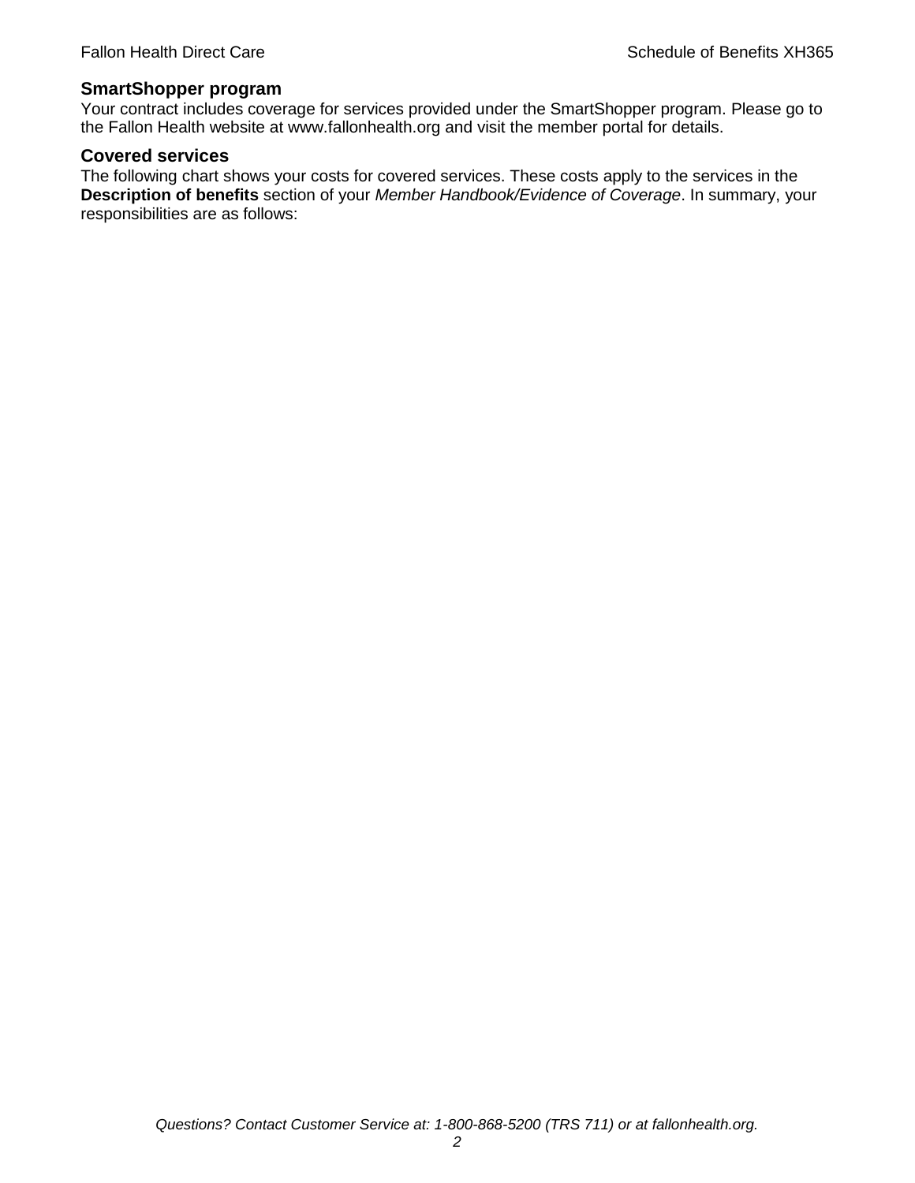## SmartShopper program

Your contract includes coverage for services provided under the SmartShopper program. Please go to the Fallon Health website at www.fallonhealth.org and visit the member portal for details.

## Covered services

The following chart shows your costs for covered services. These costs apply to the services in the **Description of benefits** section of your *Member Handbook/Evidence of Coverage*. In summary, your responsibilities are as follows: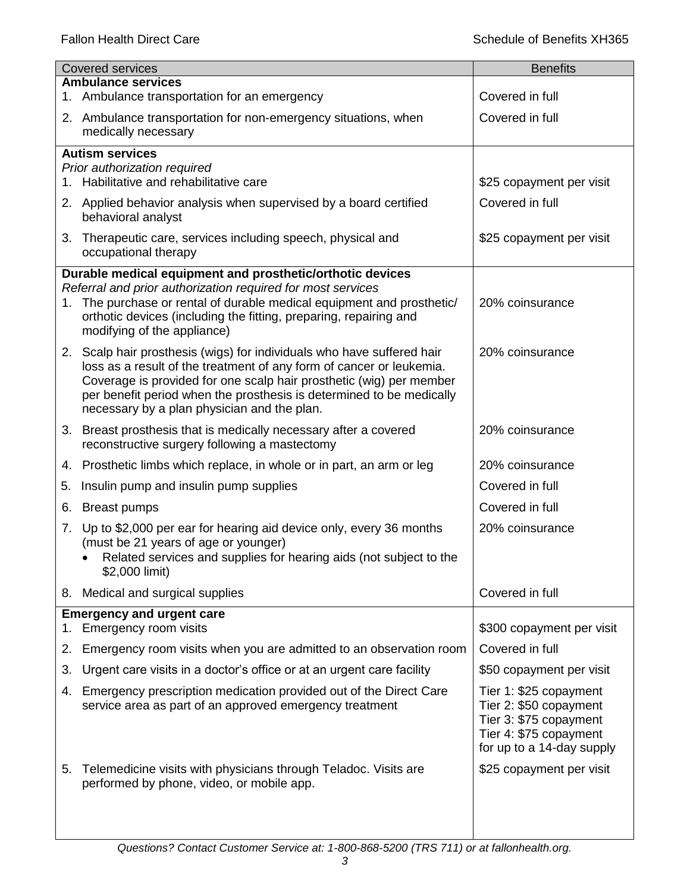| Covered services | Benefits |
| --- | --- |
| **Ambulance services** | |
| 1. Ambulance transportation for an emergency | Covered in full |
| 2. Ambulance transportation for non-emergency situations, when medically necessary | Covered in full |
| **Autism services**<br>*Prior authorization required* | |
| 1. Habilitative and rehabilitative care | $25 copayment per visit |
| 2. Applied behavior analysis when supervised by a board certified behavioral analyst | Covered in full |
| 3. Therapeutic care, services including speech, physical and occupational therapy | $25 copayment per visit |
| **Durable medical equipment and prosthetic/orthotic devices**<br>*Referral and prior authorization required for most services* | |
| 1. The purchase or rental of durable medical equipment and prosthetic/ orthotic devices (including the fitting, preparing, repairing and modifying of the appliance) | 20% coinsurance |
| 2. Scalp hair prosthesis (wigs) for individuals who have suffered hair loss as a result of the treatment of any form of cancer or leukemia. Coverage is provided for one scalp hair prosthetic (wig) per member per benefit period when the prosthesis is determined to be medically necessary by a plan physician and the plan. | 20% coinsurance |
| 3. Breast prosthesis that is medically necessary after a covered reconstructive surgery following a mastectomy | 20% coinsurance |
| 4. Prosthetic limbs which replace, in whole or in part, an arm or leg | 20% coinsurance |
| 5. Insulin pump and insulin pump supplies | Covered in full |
| 6. Breast pumps | Covered in full |
| 7. Up to $2,000 per ear for hearing aid device only, every 36 months (must be 21 years of age or younger)<br>• Related services and supplies for hearing aids (not subject to the $2,000 limit) | 20% coinsurance |
| 8. Medical and surgical supplies | Covered in full |
| **Emergency and urgent care** | |
| 1. Emergency room visits | $300 copayment per visit |
| 2. Emergency room visits when you are admitted to an observation room | Covered in full |
| 3. Urgent care visits in a doctor's office or at an urgent care facility | $50 copayment per visit |
| 4. Emergency prescription medication provided out of the Direct Care service area as part of an approved emergency treatment | Tier 1: $25 copayment<br>Tier 2: $50 copayment<br>Tier 3: $75 copayment<br>Tier 4: $75 copayment<br>for up to a 14-day supply |
| 5. Telemedicine visits with physicians through Teladoc. Visits are performed by phone, video, or mobile app. | $25 copayment per visit |

*Questions? Contact Customer Service at: 1-800-868-5200 (TRS 711) or at fallonhealth.org.*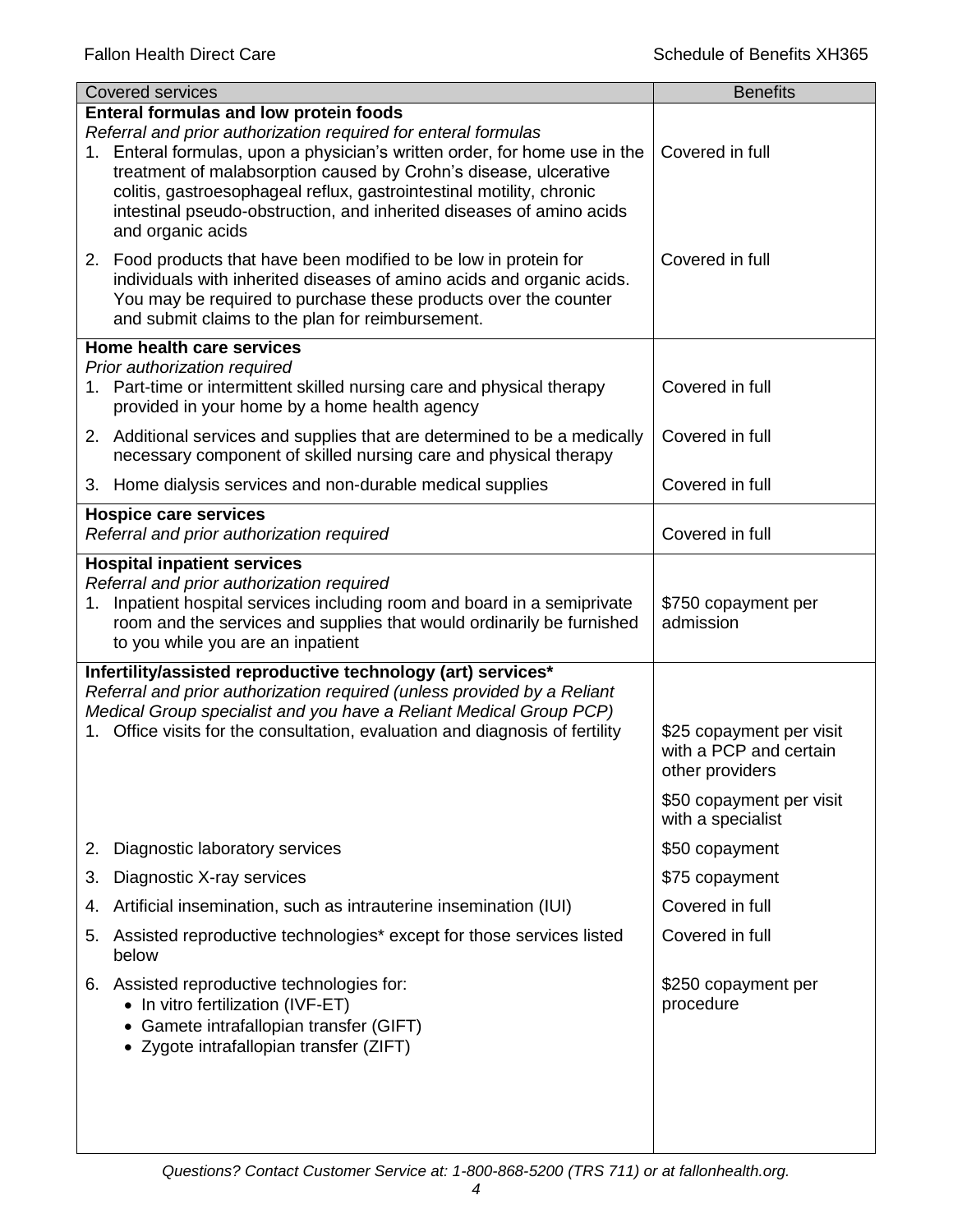| Covered services | Benefits |
|---|---|
| **Enteral formulas and low protein foods**<br>*Referral and prior authorization required for enteral formulas* | |
| 1. Enteral formulas, upon a physician's written order, for home use in the treatment of malabsorption caused by Crohn's disease, ulcerative colitis, gastroesophageal reflux, gastrointestinal motility, chronic intestinal pseudo-obstruction, and inherited diseases of amino acids and organic acids | Covered in full |
| 2. Food products that have been modified to be low in protein for individuals with inherited diseases of amino acids and organic acids. You may be required to purchase these products over the counter and submit claims to the plan for reimbursement. | Covered in full |
| **Home health care services**<br>*Prior authorization required* | |
| 1. Part-time or intermittent skilled nursing care and physical therapy provided in your home by a home health agency | Covered in full |
| 2. Additional services and supplies that are determined to be a medically necessary component of skilled nursing care and physical therapy | Covered in full |
| 3. Home dialysis services and non-durable medical supplies | Covered in full |
| **Hospice care services**<br>*Referral and prior authorization required* | Covered in full |
| **Hospital inpatient services**<br>*Referral and prior authorization required* | |
| 1. Inpatient hospital services including room and board in a semiprivate room and the services and supplies that would ordinarily be furnished to you while you are an inpatient | $750 copayment per admission |
| **Infertility/assisted reproductive technology (art) services***<br>*Referral and prior authorization required (unless provided by a Reliant Medical Group specialist and you have a Reliant Medical Group PCP)* | |
| 1. Office visits for the consultation, evaluation and diagnosis of fertility | $25 copayment per visit with a PCP and certain other providers<br><br>$50 copayment per visit with a specialist |
| 2. Diagnostic laboratory services | $50 copayment |
| 3. Diagnostic X-ray services | $75 copayment |
| 4. Artificial insemination, such as intrauterine insemination (IUI) | Covered in full |
| 5. Assisted reproductive technologies* except for those services listed below | Covered in full |
| 6. Assisted reproductive technologies for:<br>• In vitro fertilization (IVF-ET)<br>• Gamete intrafallopian transfer (GIFT)<br>• Zygote intrafallopian transfer (ZIFT) | $250 copayment per procedure |

*Questions? Contact Customer Service at: 1-800-868-5200 (TRS 711) or at fallonhealth.org.*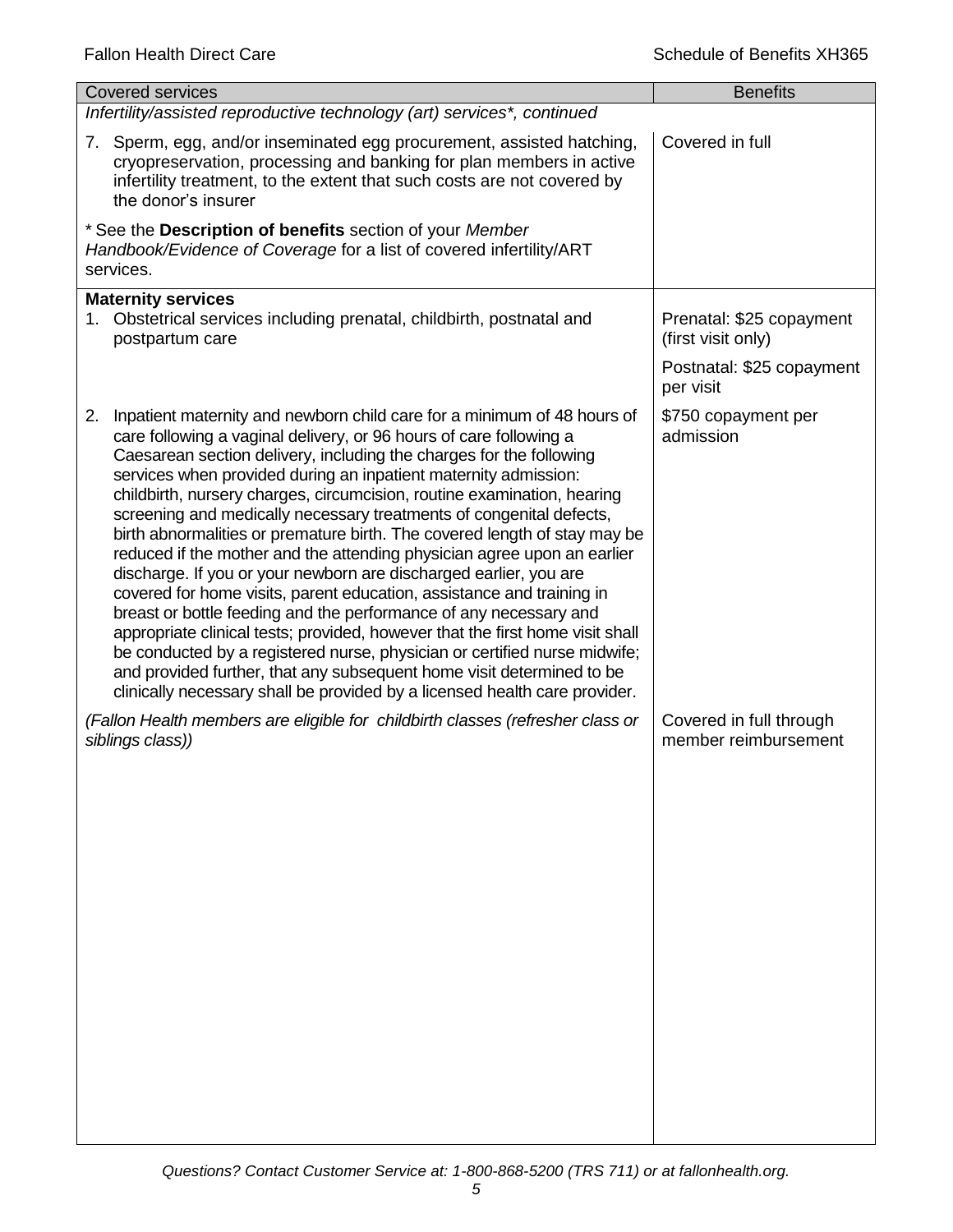| Covered services | Benefits |
|---|---|
| *Infertility/assisted reproductive technology (art) services\*, continued* | |
| 7. Sperm, egg, and/or inseminated egg procurement, assisted hatching, cryopreservation, processing and banking for plan members in active infertility treatment, to the extent that such costs are not covered by the donor's insurer | Covered in full |
| \* See the **Description of benefits** section of your *Member Handbook/Evidence of Coverage* for a list of covered infertility/ART services. | |
| **Maternity services**<br>1. Obstetrical services including prenatal, childbirth, postnatal and postpartum care | Prenatal: $25 copayment (first visit only)<br><br>Postnatal: $25 copayment per visit |
| 2. Inpatient maternity and newborn child care for a minimum of 48 hours of care following a vaginal delivery, or 96 hours of care following a Caesarean section delivery, including the charges for the following services when provided during an inpatient maternity admission: childbirth, nursery charges, circumcision, routine examination, hearing screening and medically necessary treatments of congenital defects, birth abnormalities or premature birth. The covered length of stay may be reduced if the mother and the attending physician agree upon an earlier discharge. If you or your newborn are discharged earlier, you are covered for home visits, parent education, assistance and training in breast or bottle feeding and the performance of any necessary and appropriate clinical tests; provided, however that the first home visit shall be conducted by a registered nurse, physician or certified nurse midwife; and provided further, that any subsequent home visit determined to be clinically necessary shall be provided by a licensed health care provider. | $750 copayment per admission |
| *(Fallon Health members are eligible for childbirth classes (refresher class or siblings class))* | Covered in full through member reimbursement |

*Questions? Contact Customer Service at: 1-800-868-5200 (TRS 711) or at fallonhealth.org.*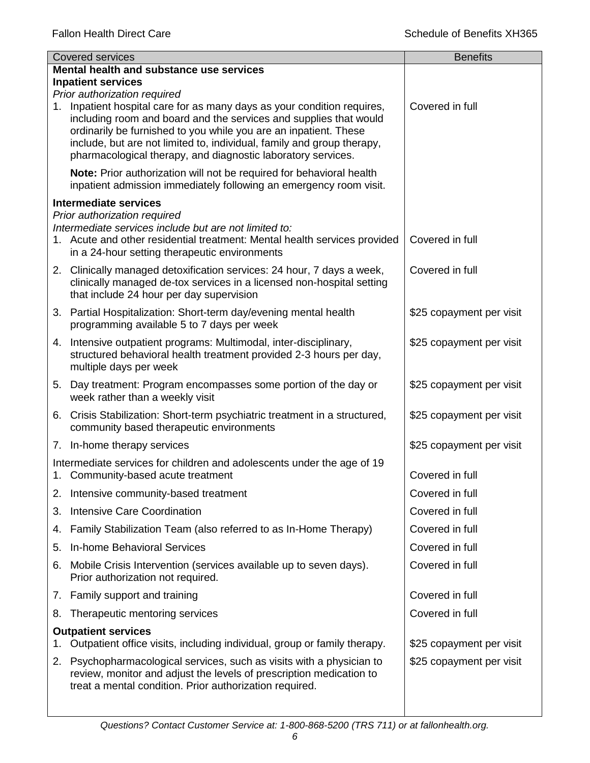| Covered services | Benefits |
|---|---|
| **Mental health and substance use services** | |
| **Inpatient services** | |
| *Prior authorization required* | |
| 1. Inpatient hospital care for as many days as your condition requires, including room and board and the services and supplies that would ordinarily be furnished to you while you are an inpatient. These include, but are not limited to, individual, family and group therapy, pharmacological therapy, and diagnostic laboratory services. | Covered in full |
| **Note:** Prior authorization will not be required for behavioral health inpatient admission immediately following an emergency room visit. | |
| **Intermediate services** | |
| *Prior authorization required* | |
| *Intermediate services include but are not limited to:* | |
| 1. Acute and other residential treatment: Mental health services provided in a 24-hour setting therapeutic environments | Covered in full |
| 2. Clinically managed detoxification services: 24 hour, 7 days a week, clinically managed de-tox services in a licensed non-hospital setting that include 24 hour per day supervision | Covered in full |
| 3. Partial Hospitalization: Short-term day/evening mental health programming available 5 to 7 days per week | $25 copayment per visit |
| 4. Intensive outpatient programs: Multimodal, inter-disciplinary, structured behavioral health treatment provided 2-3 hours per day, multiple days per week | $25 copayment per visit |
| 5. Day treatment: Program encompasses some portion of the day or week rather than a weekly visit | $25 copayment per visit |
| 6. Crisis Stabilization: Short-term psychiatric treatment in a structured, community based therapeutic environments | $25 copayment per visit |
| 7. In-home therapy services | $25 copayment per visit |
| Intermediate services for children and adolescents under the age of 19 | |
| 1. Community-based acute treatment | Covered in full |
| 2. Intensive community-based treatment | Covered in full |
| 3. Intensive Care Coordination | Covered in full |
| 4. Family Stabilization Team (also referred to as In-Home Therapy) | Covered in full |
| 5. In-home Behavioral Services | Covered in full |
| 6. Mobile Crisis Intervention (services available up to seven days). Prior authorization not required. | Covered in full |
| 7. Family support and training | Covered in full |
| 8. Therapeutic mentoring services | Covered in full |
| **Outpatient services** | |
| 1. Outpatient office visits, including individual, group or family therapy. | $25 copayment per visit |
| 2. Psychopharmacological services, such as visits with a physician to review, monitor and adjust the levels of prescription medication to treat a mental condition. Prior authorization required. | $25 copayment per visit |

*Questions? Contact Customer Service at: 1-800-868-5200 (TRS 711) or at fallonhealth.org.*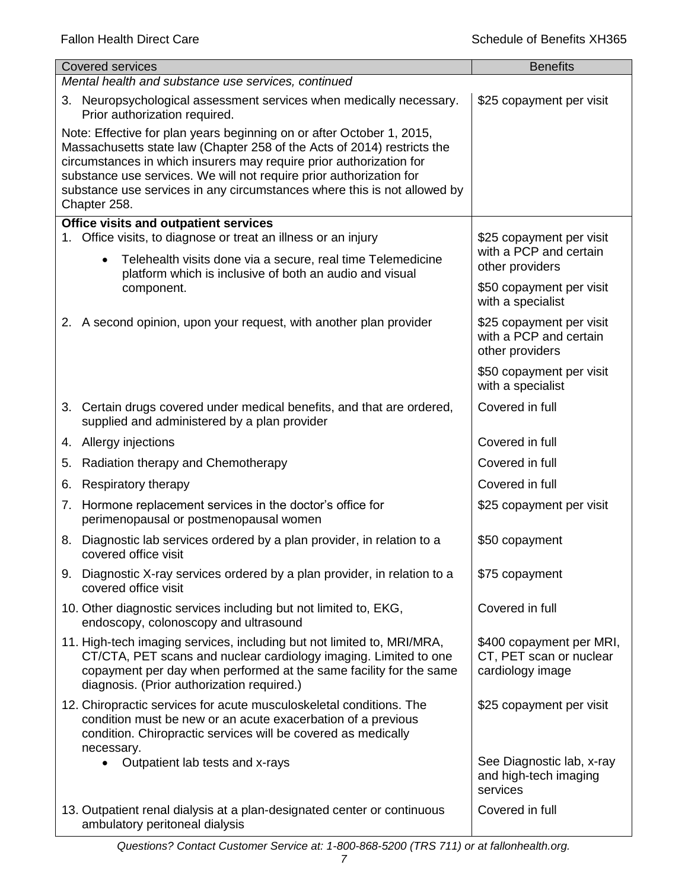| Covered services | Benefits |
|---|---|
| *Mental health and substance use services, continued* | |
| 3. Neuropsychological assessment services when medically necessary. Prior authorization required. | \$25 copayment per visit |
| Note: Effective for plan years beginning on or after October 1, 2015, Massachusetts state law (Chapter 258 of the Acts of 2014) restricts the circumstances in which insurers may require prior authorization for substance use services. We will not require prior authorization for substance use services in any circumstances where this is not allowed by Chapter 258. | |
| **Office visits and outpatient services** | |
| 1. Office visits, to diagnose or treat an illness or an injury<br>• Telehealth visits done via a secure, real time Telemedicine platform which is inclusive of both an audio and visual component. | \$25 copayment per visit with a PCP and certain other providers<br><br>\$50 copayment per visit with a specialist |
| 2. A second opinion, upon your request, with another plan provider | \$25 copayment per visit with a PCP and certain other providers<br><br>\$50 copayment per visit with a specialist |
| 3. Certain drugs covered under medical benefits, and that are ordered, supplied and administered by a plan provider | Covered in full |
| 4. Allergy injections | Covered in full |
| 5. Radiation therapy and Chemotherapy | Covered in full |
| 6. Respiratory therapy | Covered in full |
| 7. Hormone replacement services in the doctor's office for perimenopausal or postmenopausal women | \$25 copayment per visit |
| 8. Diagnostic lab services ordered by a plan provider, in relation to a covered office visit | \$50 copayment |
| 9. Diagnostic X-ray services ordered by a plan provider, in relation to a covered office visit | \$75 copayment |
| 10. Other diagnostic services including but not limited to, EKG, endoscopy, colonoscopy and ultrasound | Covered in full |
| 11. High-tech imaging services, including but not limited to, MRI/MRA, CT/CTA, PET scans and nuclear cardiology imaging. Limited to one copayment per day when performed at the same facility for the same diagnosis. (Prior authorization required.) | \$400 copayment per MRI, CT, PET scan or nuclear cardiology image |
| 12. Chiropractic services for acute musculoskeletal conditions. The condition must be new or an acute exacerbation of a previous condition. Chiropractic services will be covered as medically necessary.<br>• Outpatient lab tests and x-rays | \$25 copayment per visit<br><br>See Diagnostic lab, x-ray and high-tech imaging services |
| 13. Outpatient renal dialysis at a plan-designated center or continuous ambulatory peritoneal dialysis | Covered in full |

*Questions? Contact Customer Service at: 1-800-868-5200 (TRS 711) or at fallonhealth.org.*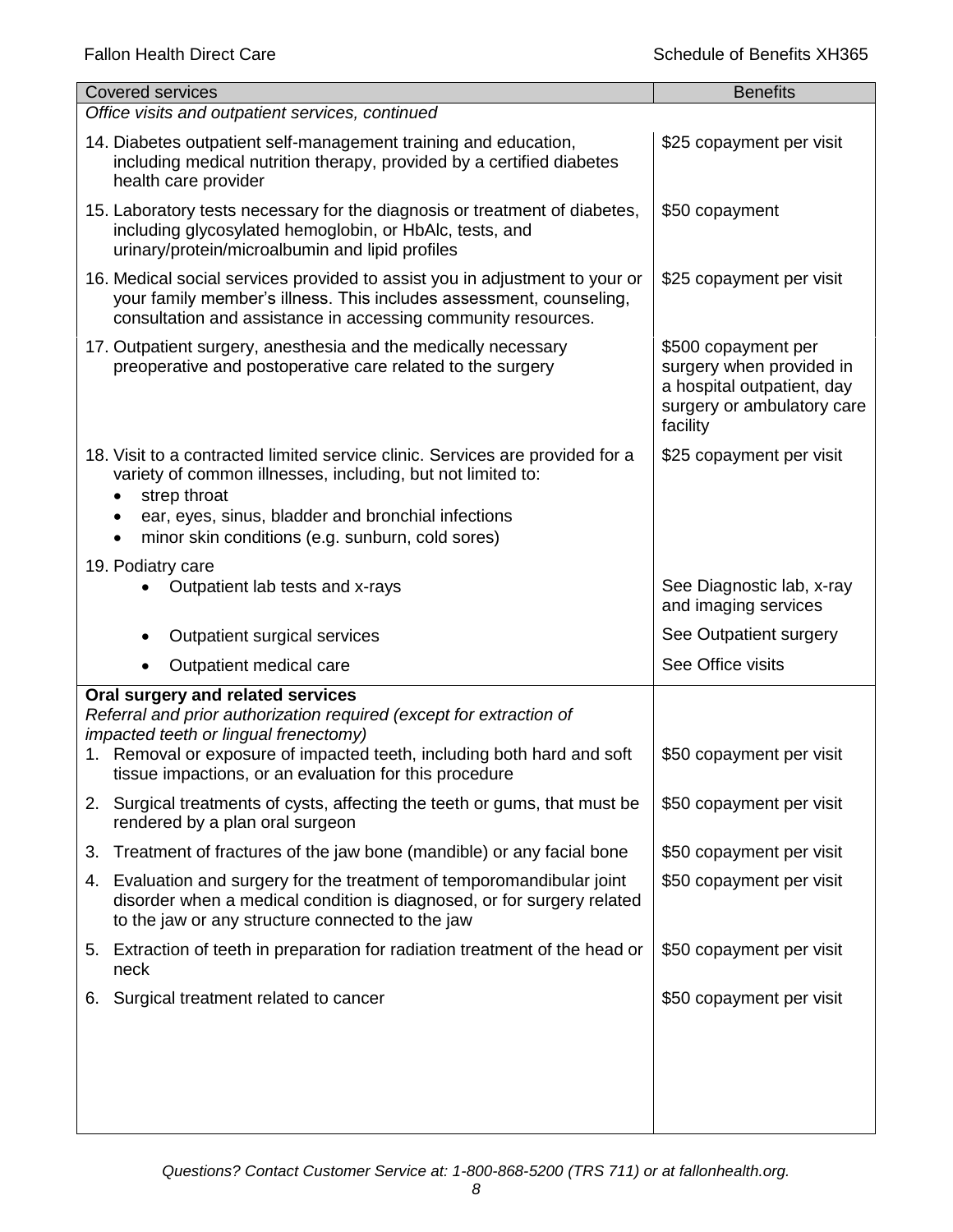| Covered services | Benefits |
|---|---|
| *Office visits and outpatient services, continued* | |
| 14. Diabetes outpatient self-management training and education, including medical nutrition therapy, provided by a certified diabetes health care provider | \$25 copayment per visit |
| 15. Laboratory tests necessary for the diagnosis or treatment of diabetes, including glycosylated hemoglobin, or HbAlc, tests, and urinary/protein/microalbumin and lipid profiles | \$50 copayment |
| 16. Medical social services provided to assist you in adjustment to your or your family member's illness. This includes assessment, counseling, consultation and assistance in accessing community resources. | \$25 copayment per visit |
| 17. Outpatient surgery, anesthesia and the medically necessary preoperative and postoperative care related to the surgery | \$500 copayment per surgery when provided in a hospital outpatient, day surgery or ambulatory care facility |
| 18. Visit to a contracted limited service clinic. Services are provided for a variety of common illnesses, including, but not limited to:<br>• strep throat<br>• ear, eyes, sinus, bladder and bronchial infections<br>• minor skin conditions (e.g. sunburn, cold sores) | \$25 copayment per visit |
| 19. Podiatry care | |
| • Outpatient lab tests and x-rays | See Diagnostic lab, x-ray and imaging services |
| • Outpatient surgical services | See Outpatient surgery |
| • Outpatient medical care | See Office visits |
| **Oral surgery and related services**<br>*Referral and prior authorization required (except for extraction of impacted teeth or lingual frenectomy)* | |
| 1. Removal or exposure of impacted teeth, including both hard and soft tissue impactions, or an evaluation for this procedure | \$50 copayment per visit |
| 2. Surgical treatments of cysts, affecting the teeth or gums, that must be rendered by a plan oral surgeon | \$50 copayment per visit |
| 3. Treatment of fractures of the jaw bone (mandible) or any facial bone | \$50 copayment per visit |
| 4. Evaluation and surgery for the treatment of temporomandibular joint disorder when a medical condition is diagnosed, or for surgery related to the jaw or any structure connected to the jaw | \$50 copayment per visit |
| 5. Extraction of teeth in preparation for radiation treatment of the head or neck | \$50 copayment per visit |
| 6. Surgical treatment related to cancer | \$50 copayment per visit |

*Questions? Contact Customer Service at: 1-800-868-5200 (TRS 711) or at fallonhealth.org.*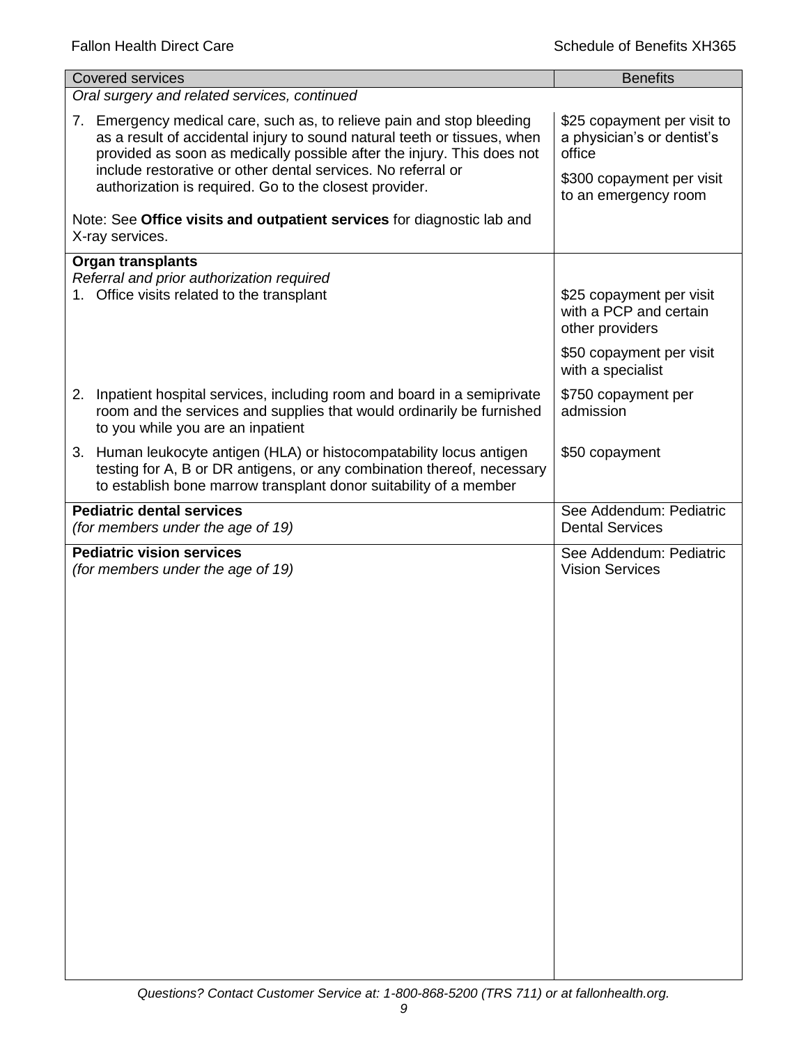| Covered services | Benefits |
|---|---|
| *Oral surgery and related services, continued* | |
| 7. Emergency medical care, such as, to relieve pain and stop bleeding as a result of accidental injury to sound natural teeth or tissues, when provided as soon as medically possible after the injury. This does not include restorative or other dental services. No referral or authorization is required. Go to the closest provider.<br><br>Note: See **Office visits and outpatient services** for diagnostic lab and X-ray services. | \$25 copayment per visit to a physician's or dentist's office<br><br>\$300 copayment per visit to an emergency room |
| **Organ transplants**<br>*Referral and prior authorization required*<br>1. Office visits related to the transplant | \$25 copayment per visit with a PCP and certain other providers<br><br>\$50 copayment per visit with a specialist |
| 2. Inpatient hospital services, including room and board in a semiprivate room and the services and supplies that would ordinarily be furnished to you while you are an inpatient | \$750 copayment per admission |
| 3. Human leukocyte antigen (HLA) or histocompatability locus antigen testing for A, B or DR antigens, or any combination thereof, necessary to establish bone marrow transplant donor suitability of a member | \$50 copayment |
| **Pediatric dental services**<br>*(for members under the age of 19)* | See Addendum: Pediatric Dental Services |
| **Pediatric vision services**<br>*(for members under the age of 19)* | See Addendum: Pediatric Vision Services |

*Questions? Contact Customer Service at: 1-800-868-5200 (TRS 711) or at fallonhealth.org.*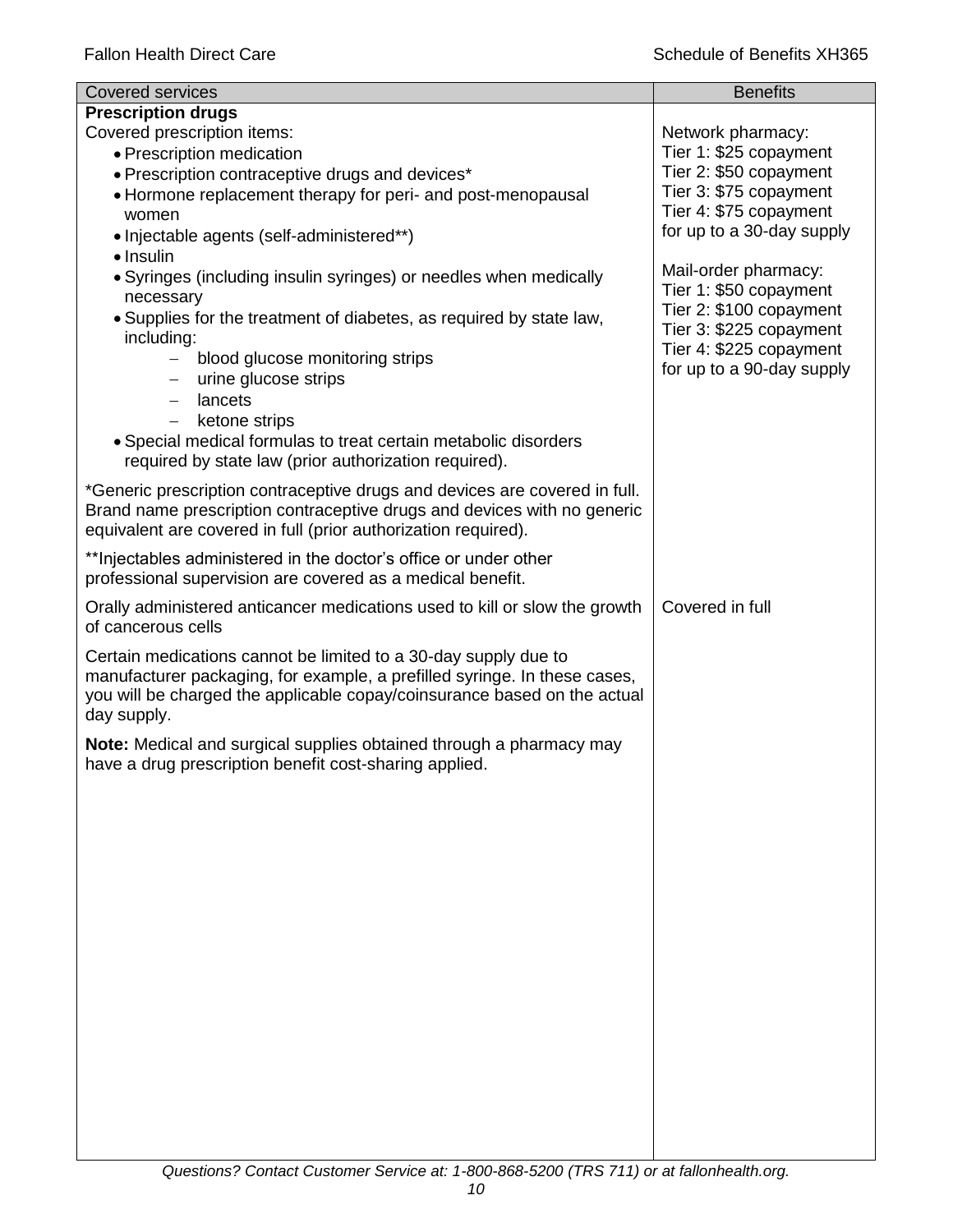| Covered services | Benefits |
|---|---|
| **Prescription drugs**<br>Covered prescription items:<br>• Prescription medication<br>• Prescription contraceptive drugs and devices*<br>• Hormone replacement therapy for peri- and post-menopausal women<br>• Injectable agents (self-administered**)<br>• Insulin<br>• Syringes (including insulin syringes) or needles when medically necessary<br>• Supplies for the treatment of diabetes, as required by state law, including:<br>– blood glucose monitoring strips<br>– urine glucose strips<br>– lancets<br>– ketone strips<br>• Special medical formulas to treat certain metabolic disorders required by state law (prior authorization required).<br><br>*Generic prescription contraceptive drugs and devices are covered in full. Brand name prescription contraceptive drugs and devices with no generic equivalent are covered in full (prior authorization required).<br><br>**Injectables administered in the doctor's office or under other professional supervision are covered as a medical benefit. | Network pharmacy:<br>Tier 1: $25 copayment<br>Tier 2: $50 copayment<br>Tier 3: $75 copayment<br>Tier 4: $75 copayment<br>for up to a 30-day supply<br><br>Mail-order pharmacy:<br>Tier 1: $50 copayment<br>Tier 2: $100 copayment<br>Tier 3: $225 copayment<br>Tier 4: $225 copayment<br>for up to a 90-day supply |
| Orally administered anticancer medications used to kill or slow the growth of cancerous cells<br><br>Certain medications cannot be limited to a 30-day supply due to manufacturer packaging, for example, a prefilled syringe. In these cases, you will be charged the applicable copay/coinsurance based on the actual day supply.<br><br>**Note:** Medical and surgical supplies obtained through a pharmacy may have a drug prescription benefit cost-sharing applied. | Covered in full |

*Questions? Contact Customer Service at: 1-800-868-5200 (TRS 711) or at fallonhealth.org.*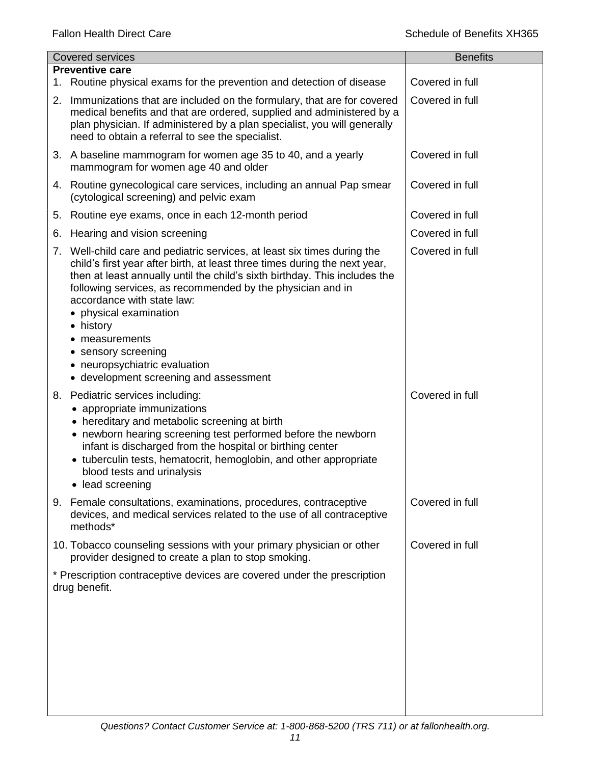| Covered services | Benefits |
| --- | --- |
| **Preventive care** | |
| 1. Routine physical exams for the prevention and detection of disease | Covered in full |
| 2. Immunizations that are included on the formulary, that are for covered medical benefits and that are ordered, supplied and administered by a plan physician. If administered by a plan specialist, you will generally need to obtain a referral to see the specialist. | Covered in full |
| 3. A baseline mammogram for women age 35 to 40, and a yearly mammogram for women age 40 and older | Covered in full |
| 4. Routine gynecological care services, including an annual Pap smear (cytological screening) and pelvic exam | Covered in full |
| 5. Routine eye exams, once in each 12-month period | Covered in full |
| 6. Hearing and vision screening | Covered in full |
| 7. Well-child care and pediatric services, at least six times during the child's first year after birth, at least three times during the next year, then at least annually until the child's sixth birthday. This includes the following services, as recommended by the physician and in accordance with state law:<br>• physical examination<br>• history<br>• measurements<br>• sensory screening<br>• neuropsychiatric evaluation<br>• development screening and assessment | Covered in full |
| 8. Pediatric services including:<br>• appropriate immunizations<br>• hereditary and metabolic screening at birth<br>• newborn hearing screening test performed before the newborn infant is discharged from the hospital or birthing center<br>• tuberculin tests, hematocrit, hemoglobin, and other appropriate blood tests and urinalysis<br>• lead screening | Covered in full |
| 9. Female consultations, examinations, procedures, contraceptive devices, and medical services related to the use of all contraceptive methods* | Covered in full |
| 10. Tobacco counseling sessions with your primary physician or other provider designed to create a plan to stop smoking. | Covered in full |
| * Prescription contraceptive devices are covered under the prescription drug benefit. | |

*Questions? Contact Customer Service at: 1-800-868-5200 (TRS 711) or at fallonhealth.org.*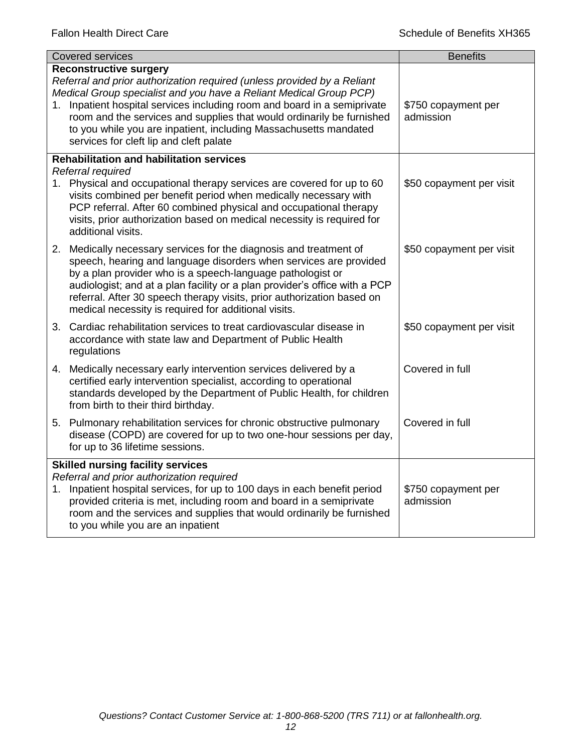| Covered services | Benefits |
|---|---|
| **Reconstructive surgery**<br>*Referral and prior authorization required (unless provided by a Reliant Medical Group specialist and you have a Reliant Medical Group PCP)*<br>1. Inpatient hospital services including room and board in a semiprivate room and the services and supplies that would ordinarily be furnished to you while you are inpatient, including Massachusetts mandated services for cleft lip and cleft palate | \$750 copayment per admission |
| **Rehabilitation and habilitation services**<br>*Referral required*<br>1. Physical and occupational therapy services are covered for up to 60 visits combined per benefit period when medically necessary with PCP referral. After 60 combined physical and occupational therapy visits, prior authorization based on medical necessity is required for additional visits. | \$50 copayment per visit |
| 2. Medically necessary services for the diagnosis and treatment of speech, hearing and language disorders when services are provided by a plan provider who is a speech-language pathologist or audiologist; and at a plan facility or a plan provider's office with a PCP referral. After 30 speech therapy visits, prior authorization based on medical necessity is required for additional visits. | \$50 copayment per visit |
| 3. Cardiac rehabilitation services to treat cardiovascular disease in accordance with state law and Department of Public Health regulations | \$50 copayment per visit |
| 4. Medically necessary early intervention services delivered by a certified early intervention specialist, according to operational standards developed by the Department of Public Health, for children from birth to their third birthday. | Covered in full |
| 5. Pulmonary rehabilitation services for chronic obstructive pulmonary disease (COPD) are covered for up to two one-hour sessions per day, for up to 36 lifetime sessions. | Covered in full |
| **Skilled nursing facility services**<br>*Referral and prior authorization required*<br>1. Inpatient hospital services, for up to 100 days in each benefit period provided criteria is met, including room and board in a semiprivate room and the services and supplies that would ordinarily be furnished to you while you are an inpatient | \$750 copayment per admission |

*Questions? Contact Customer Service at: 1-800-868-5200 (TRS 711) or at fallonhealth.org.*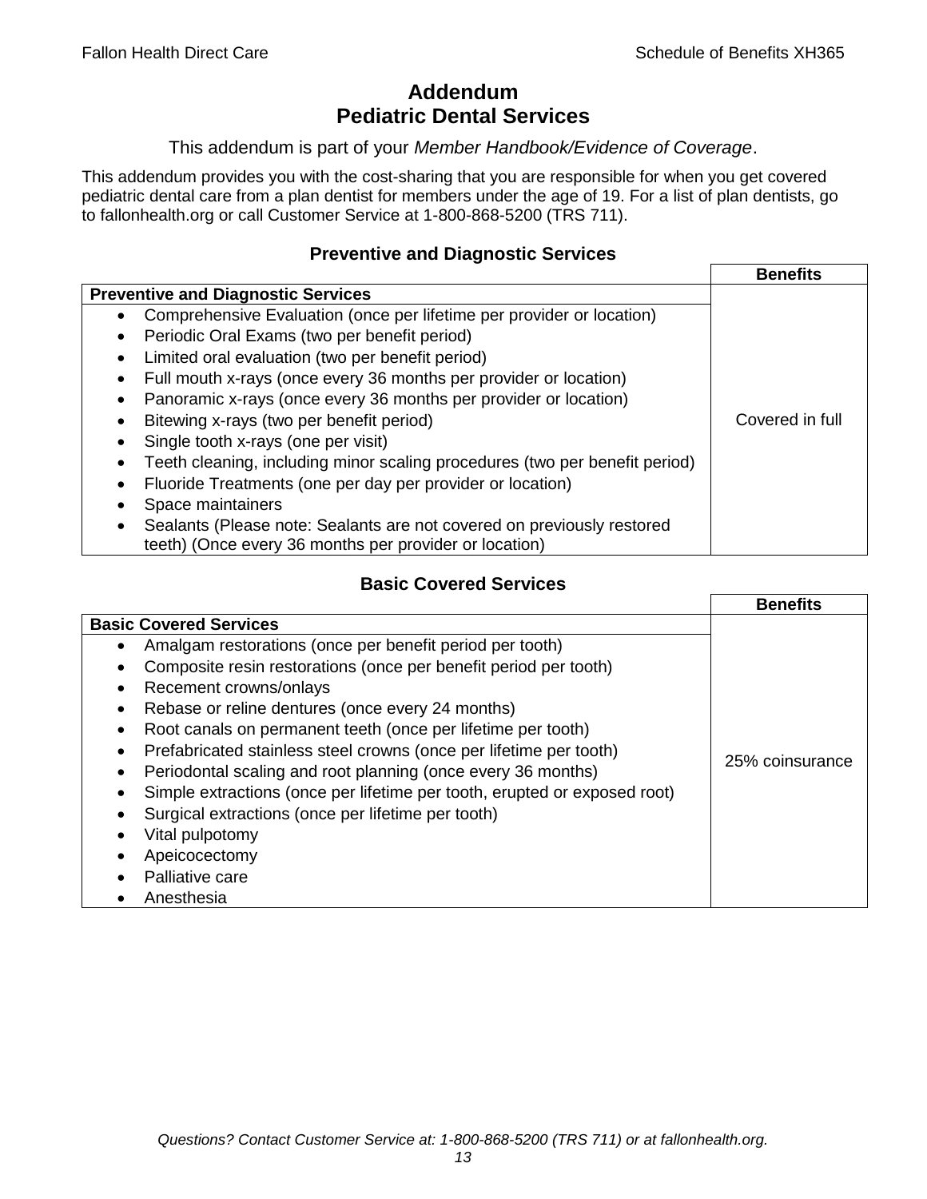# Addendum
# Pediatric Dental Services

This addendum is part of your *Member Handbook/Evidence of Coverage*.

This addendum provides you with the cost-sharing that you are responsible for when you get covered pediatric dental care from a plan dentist for members under the age of 19. For a list of plan dentists, go to fallonhealth.org or call Customer Service at 1-800-868-5200 (TRS 711).

## Preventive and Diagnostic Services

| Preventive and Diagnostic Services | Benefits |
|---|---|
| • Comprehensive Evaluation (once per lifetime per provider or location)<br>• Periodic Oral Exams (two per benefit period)<br>• Limited oral evaluation (two per benefit period)<br>• Full mouth x-rays (once every 36 months per provider or location)<br>• Panoramic x-rays (once every 36 months per provider or location)<br>• Bitewing x-rays (two per benefit period)<br>• Single tooth x-rays (one per visit)<br>• Teeth cleaning, including minor scaling procedures (two per benefit period)<br>• Fluoride Treatments (one per day per provider or location)<br>• Space maintainers<br>• Sealants (Please note: Sealants are not covered on previously restored teeth) (Once every 36 months per provider or location) | Covered in full |

## Basic Covered Services

| Basic Covered Services | Benefits |
|---|---|
| • Amalgam restorations (once per benefit period per tooth)<br>• Composite resin restorations (once per benefit period per tooth)<br>• Recement crowns/onlays<br>• Rebase or reline dentures (once every 24 months)<br>• Root canals on permanent teeth (once per lifetime per tooth)<br>• Prefabricated stainless steel crowns (once per lifetime per tooth)<br>• Periodontal scaling and root planning (once every 36 months)<br>• Simple extractions (once per lifetime per tooth, erupted or exposed root)<br>• Surgical extractions (once per lifetime per tooth)<br>• Vital pulpotomy<br>• Apeicocectomy<br>• Palliative care<br>• Anesthesia | 25% coinsurance |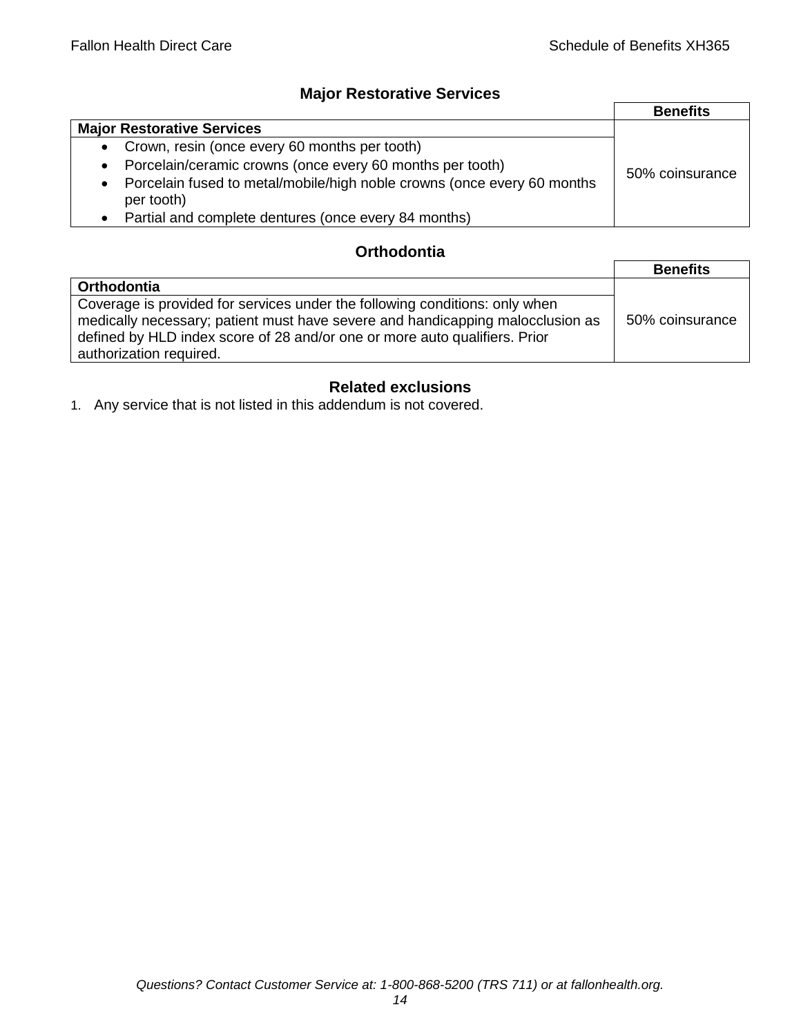## Major Restorative Services

| | Benefits |
|---|---|
| **Major Restorative Services** | 50% coinsurance |
| • Crown, resin (once every 60 months per tooth)<br>• Porcelain/ceramic crowns (once every 60 months per tooth)<br>• Porcelain fused to metal/mobile/high noble crowns (once every 60 months per tooth)<br>• Partial and complete dentures (once every 84 months) | |

## Orthodontia

| | Benefits |
|---|---|
| **Orthodontia** | 50% coinsurance |
| Coverage is provided for services under the following conditions: only when medically necessary; patient must have severe and handicapping malocclusion as defined by HLD index score of 28 and/or one or more auto qualifiers. Prior authorization required. | |

## Related exclusions

1. Any service that is not listed in this addendum is not covered.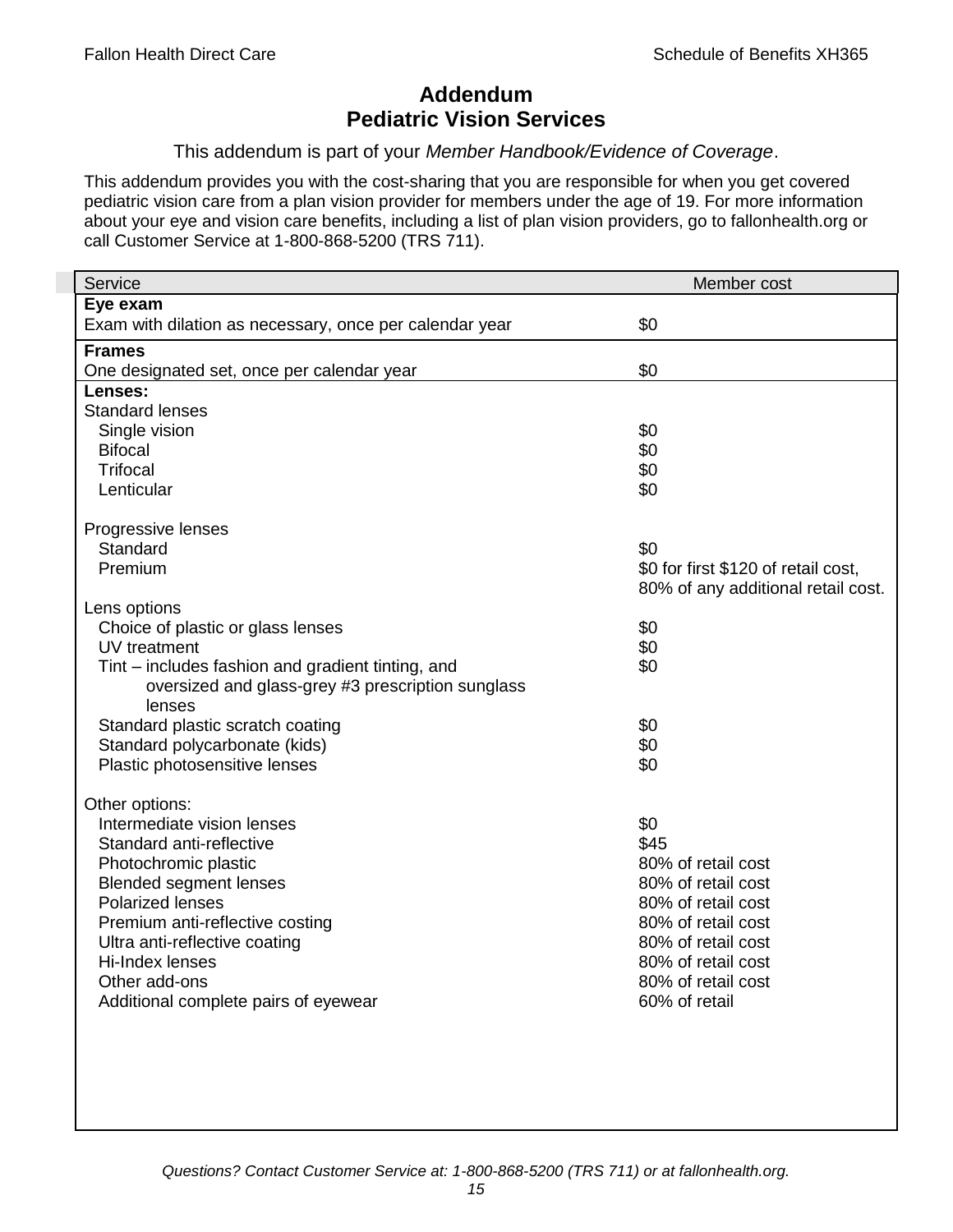# Addendum
# Pediatric Vision Services

This addendum is part of your *Member Handbook/Evidence of Coverage*.

This addendum provides you with the cost-sharing that you are responsible for when you get covered pediatric vision care from a plan vision provider for members under the age of 19. For more information about your eye and vision care benefits, including a list of plan vision providers, go to fallonhealth.org or call Customer Service at 1-800-868-5200 (TRS 711).

| Service | Member cost |
|---|---|
| **Eye exam** | |
| Exam with dilation as necessary, once per calendar year | $0 |
| **Frames** | |
| One designated set, once per calendar year | $0 |
| **Lenses:** | |
| Standard lenses | |
| Single vision | $0 |
| Bifocal | $0 |
| Trifocal | $0 |
| Lenticular | $0 |
| Progressive lenses | |
| Standard | $0 |
| Premium | $0 for first $120 of retail cost, 80% of any additional retail cost. |
| Lens options | |
| Choice of plastic or glass lenses | $0 |
| UV treatment | $0 |
| Tint – includes fashion and gradient tinting, and oversized and glass-grey #3 prescription sunglass lenses | $0 |
| Standard plastic scratch coating | $0 |
| Standard polycarbonate (kids) | $0 |
| Plastic photosensitive lenses | $0 |
| Other options: | |
| Intermediate vision lenses | $0 |
| Standard anti-reflective | $45 |
| Photochromic plastic | 80% of retail cost |
| Blended segment lenses | 80% of retail cost |
| Polarized lenses | 80% of retail cost |
| Premium anti-reflective costing | 80% of retail cost |
| Ultra anti-reflective coating | 80% of retail cost |
| Hi-Index lenses | 80% of retail cost |
| Other add-ons | 80% of retail cost |
| Additional complete pairs of eyewear | 60% of retail |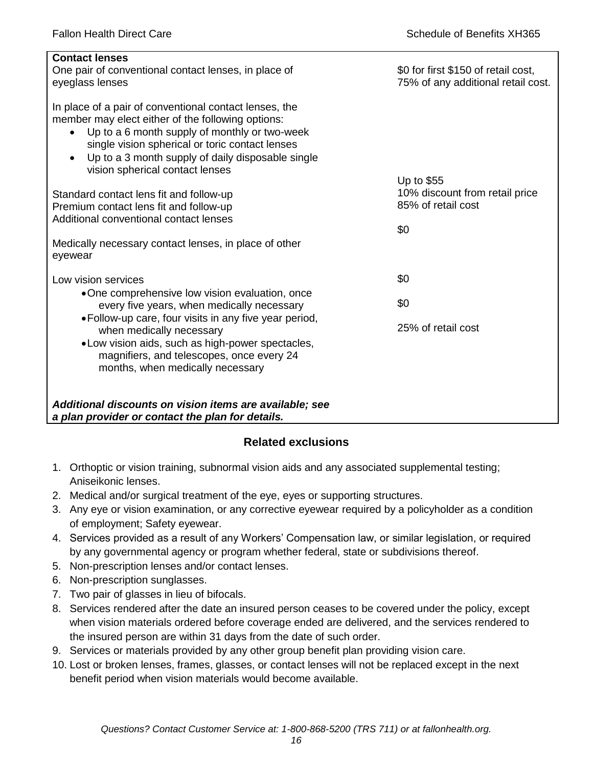| **Contact lenses** | |
|---|---|
| One pair of conventional contact lenses, in place of eyeglass lenses | $0 for first $150 of retail cost, 75% of any additional retail cost. |
| In place of a pair of conventional contact lenses, the member may elect either of the following options:<br>• Up to a 6 month supply of monthly or two-week single vision spherical or toric contact lenses<br>• Up to a 3 month supply of daily disposable single vision spherical contact lenses | |
| Standard contact lens fit and follow-up | Up to $55 |
| Premium contact lens fit and follow-up | 10% discount from retail price |
| Additional conventional contact lenses | 85% of retail cost |
| Medically necessary contact lenses, in place of other eyewear | $0 |
| Low vision services | |
| • One comprehensive low vision evaluation, once every five years, when medically necessary | $0 |
| • Follow-up care, four visits in any five year period, when medically necessary | $0 |
| • Low vision aids, such as high-power spectacles, magnifiers, and telescopes, once every 24 months, when medically necessary | 25% of retail cost |
| ***Additional discounts on vision items are available; see a plan provider or contact the plan for details.*** | |

## Related exclusions

1. Orthoptic or vision training, subnormal vision aids and any associated supplemental testing; Aniseikonic lenses.
2. Medical and/or surgical treatment of the eye, eyes or supporting structures.
3. Any eye or vision examination, or any corrective eyewear required by a policyholder as a condition of employment; Safety eyewear.
4. Services provided as a result of any Workers' Compensation law, or similar legislation, or required by any governmental agency or program whether federal, state or subdivisions thereof.
5. Non-prescription lenses and/or contact lenses.
6. Non-prescription sunglasses.
7. Two pair of glasses in lieu of bifocals.
8. Services rendered after the date an insured person ceases to be covered under the policy, except when vision materials ordered before coverage ended are delivered, and the services rendered to the insured person are within 31 days from the date of such order.
9. Services or materials provided by any other group benefit plan providing vision care.
10. Lost or broken lenses, frames, glasses, or contact lenses will not be replaced except in the next benefit period when vision materials would become available.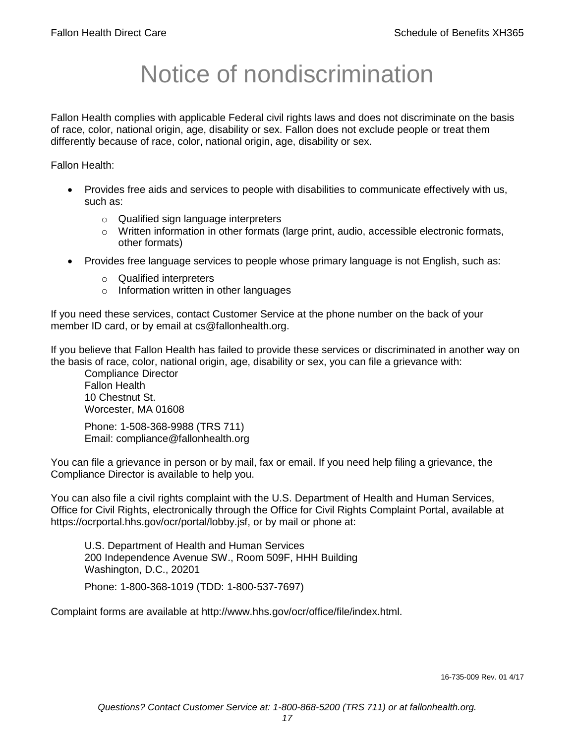# Notice of nondiscrimination

Fallon Health complies with applicable Federal civil rights laws and does not discriminate on the basis of race, color, national origin, age, disability or sex. Fallon does not exclude people or treat them differently because of race, color, national origin, age, disability or sex.

Fallon Health:

- Provides free aids and services to people with disabilities to communicate effectively with us, such as:
  - Qualified sign language interpreters
  - Written information in other formats (large print, audio, accessible electronic formats, other formats)
- Provides free language services to people whose primary language is not English, such as:
  - Qualified interpreters
  - Information written in other languages

If you need these services, contact Customer Service at the phone number on the back of your member ID card, or by email at cs@fallonhealth.org.

If you believe that Fallon Health has failed to provide these services or discriminated in another way on the basis of race, color, national origin, age, disability or sex, you can file a grievance with:

Compliance Director
Fallon Health
10 Chestnut St.
Worcester, MA 01608

Phone: 1-508-368-9988 (TRS 711)
Email: compliance@fallonhealth.org

You can file a grievance in person or by mail, fax or email. If you need help filing a grievance, the Compliance Director is available to help you.

You can also file a civil rights complaint with the U.S. Department of Health and Human Services, Office for Civil Rights, electronically through the Office for Civil Rights Complaint Portal, available at https://ocrportal.hhs.gov/ocr/portal/lobby.jsf, or by mail or phone at:

U.S. Department of Health and Human Services
200 Independence Avenue SW., Room 509F, HHH Building
Washington, D.C., 20201

Phone: 1-800-368-1019 (TDD: 1-800-537-7697)

Complaint forms are available at http://www.hhs.gov/ocr/office/file/index.html.

16-735-009 Rev. 01 4/17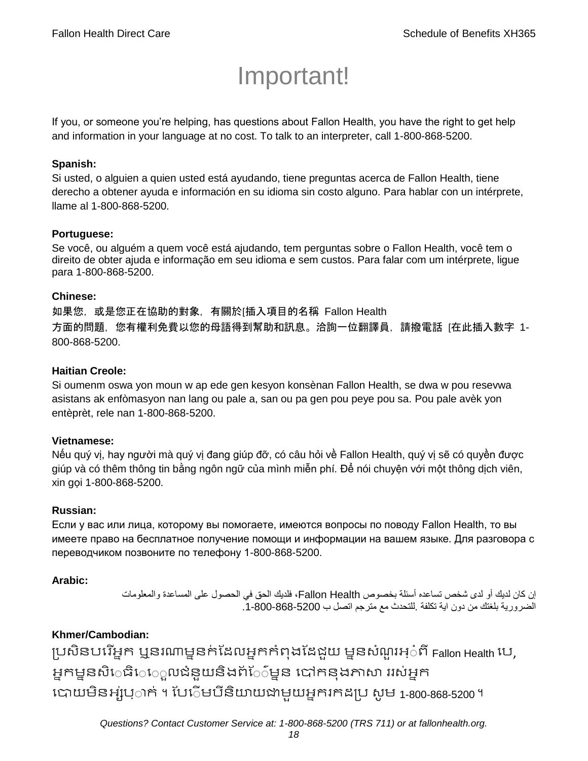// Important!

If you, or someone you're helping, has questions about Fallon Health, you have the right to get help and information in your language at no cost. To talk to an interpreter, call 1-800-868-5200.

**Spanish:**
Si usted, o alguien a quien usted está ayudando, tiene preguntas acerca de Fallon Health, tiene derecho a obtener ayuda e información en su idioma sin costo alguno. Para hablar con un intérprete, llame al 1-800-868-5200.

**Portuguese:**
Se você, ou alguém a quem você está ajudando, tem perguntas sobre o Fallon Health, você tem o direito de obter ajuda e informação em seu idioma e sem custos. Para falar com um intérprete, ligue para 1-800-868-5200.

**Chinese:**
如果您，或是您正在協助的對象，有關於[插入項目的名稱 Fallon Health 方面的問題，您有權利免費以您的母語得到幫助和訊息。洽詢一位翻譯員，請撥電話 [在此插入數字 1-800-868-5200.

**Haitian Creole:**
Si oumenm oswa yon moun w ap ede gen kesyon konsènan Fallon Health, se dwa w pou resevwa asistans ak enfòmasyon nan lang ou pale a, san ou pa gen pou peye pou sa. Pou pale avèk yon entèprèt, rele nan 1-800-868-5200.

**Vietnamese:**
Nếu quý vị, hay người mà quý vị đang giúp đỡ, có câu hỏi về Fallon Health, quý vị sẽ có quyền được giúp và có thêm thông tin bằng ngôn ngữ của mình miễn phí. Để nói chuyện với một thông dịch viên, xin gọi 1-800-868-5200.

**Russian:**
Если у вас или лица, которому вы помогаете, имеются вопросы по поводу Fallon Health, то вы имеете право на бесплатное получение помощи и информации на вашем языке. Для разговора с переводчиком позвоните по телефону 1-800-868-5200.

**Arabic:**
إن كان لديك أو لدى شخص تساعده أسئلة بخصوص Fallon Health، فلديك الحق في الحصول على المساعدة والمعلومات الضرورية بلغتك من دون اية تكلفة .للتحدث مع مترجم اتصل ب 1-800-868-5200.

**Khmer/Cambodian:**
ប្រសិនបរើអ្នក ឬនរណាម្នក់ដែលអ្នកកំពុងដែជួយ ម្មនសំណួរអ្ំពី Fallon Health បេ, អ្នកម្មនសិេធិេេួលជំនួយនិងព័េ៌ម្មន បៅកនុងភាសា ររស់អ្នក បោយមិនអ្ស់ប្ាក់ ។ ដេើម្បីនិយាយជាមួយអ្នករកដប្រ សូម 1-800-868-5200 ។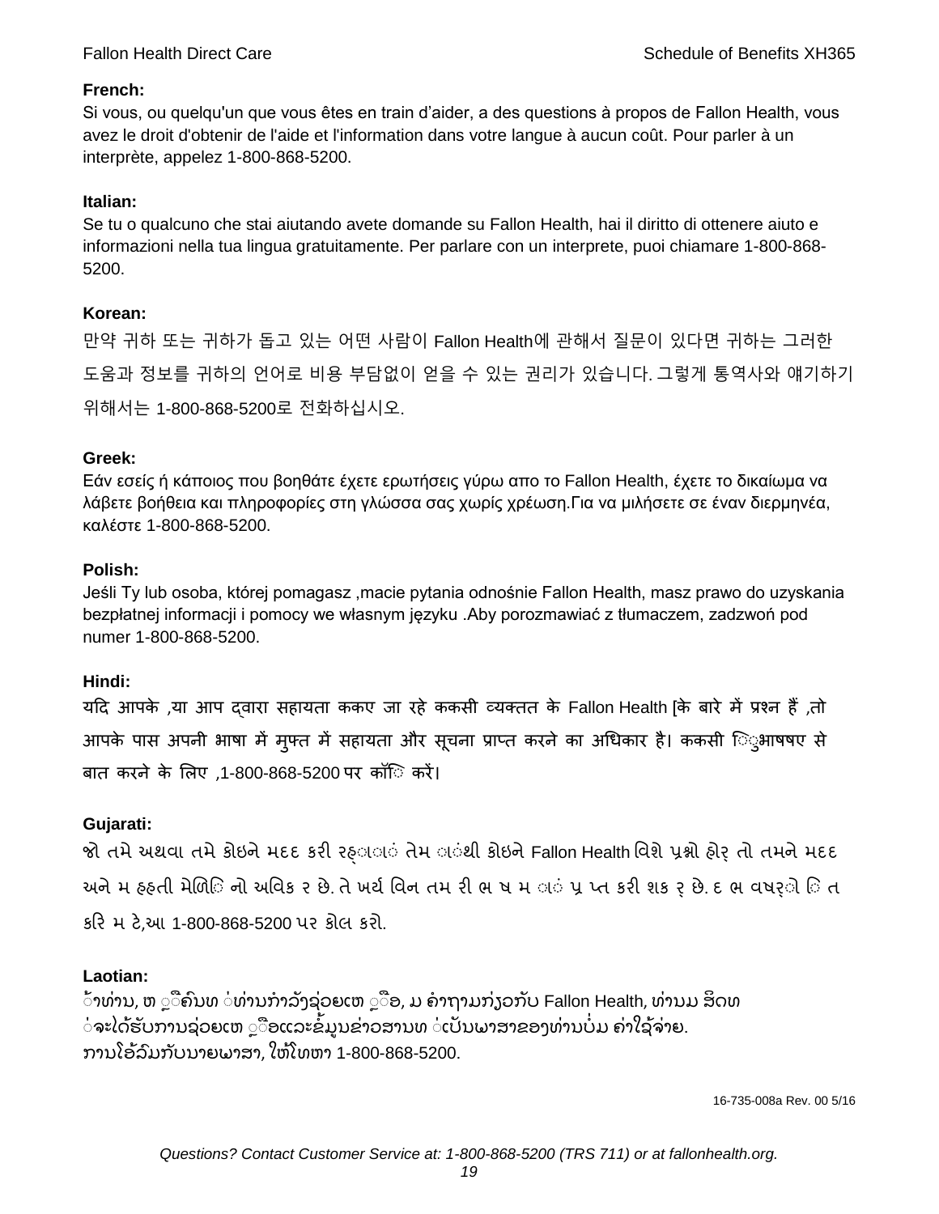**French:**
Si vous, ou quelqu'un que vous êtes en train d'aider, a des questions à propos de Fallon Health, vous avez le droit d'obtenir de l'aide et l'information dans votre langue à aucun coût. Pour parler à un interprète, appelez 1-800-868-5200.

**Italian:**
Se tu o qualcuno che stai aiutando avete domande su Fallon Health, hai il diritto di ottenere aiuto e informazioni nella tua lingua gratuitamente. Per parlare con un interprete, puoi chiamare 1-800-868-5200.

**Korean:**
만약 귀하 또는 귀하가 돕고 있는 어떤 사람이 Fallon Health에 관해서 질문이 있다면 귀하는 그러한 도움과 정보를 귀하의 언어로 비용 부담없이 얻을 수 있는 권리가 있습니다. 그렇게 통역사와 얘기하기 위해서는 1-800-868-5200로 전화하십시오.

**Greek:**
Εάν εσείς ή κάποιος που βοηθάτε έχετε ερωτήσεις γύρω απο το Fallon Health, έχετε το δικαίωμα να λάβετε βοήθεια και πληροφορίες στη γλώσσα σας χωρίς χρέωση.Για να μιλήσετε σε έναν διερμηνέα, καλέστε 1-800-868-5200.

**Polish:**
Jeśli Ty lub osoba, której pomagasz ,macie pytania odnośnie Fallon Health, masz prawo do uzyskania bezpłatnej informacji i pomocy we własnym języku .Aby porozmawiać z tłumaczem, zadzwoń pod numer 1-800-868-5200.

**Hindi:**
यदि आपके ,या आप द्वारा सहायता ककए जा रहे ककसी व्यक्तत के Fallon Health [के बारे में प्रश्न हैं ,तो आपके पास अपनी भाषा में मुफ्त में सहायता और सूचना प्राप्त करने का अधिकार है। ककसी िुभाषषए से बात करने के लिए ,1-800-868-5200 पर कॉि करें।

**Gujarati:**
જો તમે અથવા તમે કોઇને મદદ કરી રહ્યાં તેમ ાંથી કોઇને Fallon Health વિશે પ્રશ્નો હોર્ તો તમને મદદ અને મ હહતી મેળિિ નો અવિક ર છે. તે ખર્ચ વિન તમ રી ભ ષ મ ાં પ્ર પ્ત કરી શક ર્ છે. દ ભ વષર્ો િ ત કરિ મ ટે,આ 1-800-868-5200 પર કોલ કરો.

**Laotian:**
້າທ່ານ, ຫ ູຄືນທ ່ທ່ານກໍາລັງຊ່ວຍເຫ ູອື, ມ ຄໍາຖາມກ່ຽວກັບ Fallon Health, ທ່ານມ ສິດທ ່ຈະໄດ້ຮັບການຊ່ວຍເຫ ູອແລະຂໍ້ມູນຂ່າວສານທ ່ເປັນພາສາຂອງທ່ານບໍ່ມ ຄ່າໃຊ້ຈ່າຍ. ການໂອ້ລົມກັບນາຍພາສາ, ໃຫ້ໂທຫາ 1-800-868-5200.

16-735-008a Rev. 00 5/16